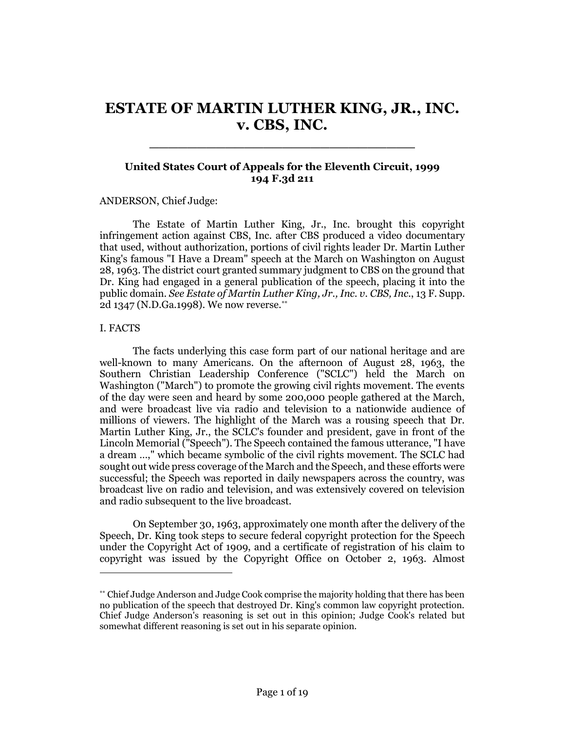# ESTATE OF MARTIN LUTHER KING, JR., INC. v. CBS, INC.

---

**United States Court of Appeals for the Eleventh Circuit, 1999**
**194 F.3d 211**

ANDERSON, Chief Judge:

The Estate of Martin Luther King, Jr., Inc. brought this copyright infringement action against CBS, Inc. after CBS produced a video documentary that used, without authorization, portions of civil rights leader Dr. Martin Luther King's famous "I Have a Dream" speech at the March on Washington on August 28, 1963. The district court granted summary judgment to CBS on the ground that Dr. King had engaged in a general publication of the speech, placing it into the public domain. *See Estate of Martin Luther King, Jr., Inc. v. CBS, Inc.*, 13 F. Supp. 2d 1347 (N.D.Ga.1998). We now reverse.[**]

I. FACTS

The facts underlying this case form part of our national heritage and are well-known to many Americans. On the afternoon of August 28, 1963, the Southern Christian Leadership Conference ("SCLC") held the March on Washington ("March") to promote the growing civil rights movement. The events of the day were seen and heard by some 200,000 people gathered at the March, and were broadcast live via radio and television to a nationwide audience of millions of viewers. The highlight of the March was a rousing speech that Dr. Martin Luther King, Jr., the SCLC's founder and president, gave in front of the Lincoln Memorial ("Speech"). The Speech contained the famous utterance, "I have a dream ...," which became symbolic of the civil rights movement. The SCLC had sought out wide press coverage of the March and the Speech, and these efforts were successful; the Speech was reported in daily newspapers across the country, was broadcast live on radio and television, and was extensively covered on television and radio subsequent to the live broadcast.

On September 30, 1963, approximately one month after the delivery of the Speech, Dr. King took steps to secure federal copyright protection for the Speech under the Copyright Act of 1909, and a certificate of registration of his claim to copyright was issued by the Copyright Office on October 2, 1963. Almost

---

[**] Chief Judge Anderson and Judge Cook comprise the majority holding that there has been no publication of the speech that destroyed Dr. King's common law copyright protection. Chief Judge Anderson's reasoning is set out in this opinion; Judge Cook's related but somewhat different reasoning is set out in his separate opinion.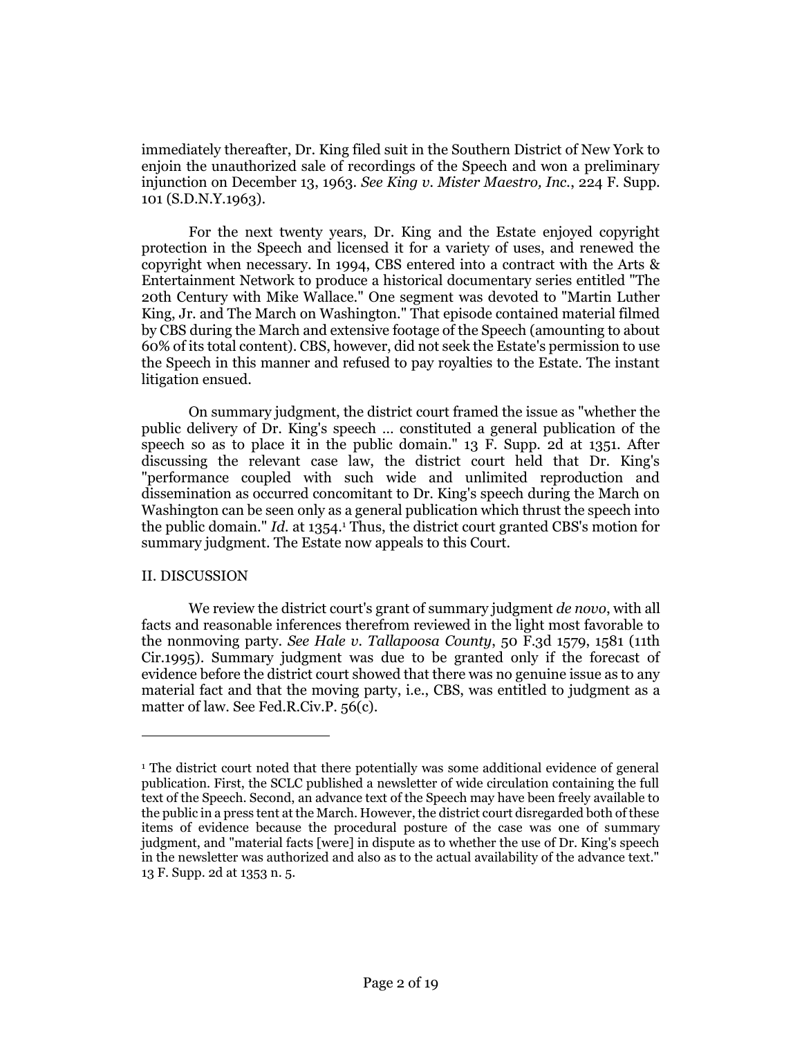immediately thereafter, Dr. King filed suit in the Southern District of New York to enjoin the unauthorized sale of recordings of the Speech and won a preliminary injunction on December 13, 1963. *See King v. Mister Maestro, Inc.*, 224 F. Supp. 101 (S.D.N.Y.1963).

For the next twenty years, Dr. King and the Estate enjoyed copyright protection in the Speech and licensed it for a variety of uses, and renewed the copyright when necessary. In 1994, CBS entered into a contract with the Arts & Entertainment Network to produce a historical documentary series entitled "The 20th Century with Mike Wallace." One segment was devoted to "Martin Luther King, Jr. and The March on Washington." That episode contained material filmed by CBS during the March and extensive footage of the Speech (amounting to about 60% of its total content). CBS, however, did not seek the Estate's permission to use the Speech in this manner and refused to pay royalties to the Estate. The instant litigation ensued.

On summary judgment, the district court framed the issue as "whether the public delivery of Dr. King's speech … constituted a general publication of the speech so as to place it in the public domain." 13 F. Supp. 2d at 1351. After discussing the relevant case law, the district court held that Dr. King's "performance coupled with such wide and unlimited reproduction and dissemination as occurred concomitant to Dr. King's speech during the March on Washington can be seen only as a general publication which thrust the speech into the public domain." *Id.* at 1354.[1] Thus, the district court granted CBS's motion for summary judgment. The Estate now appeals to this Court.

## II. DISCUSSION

We review the district court's grant of summary judgment *de novo*, with all facts and reasonable inferences therefrom reviewed in the light most favorable to the nonmoving party. *See Hale v. Tallapoosa County*, 50 F.3d 1579, 1581 (11th Cir.1995). Summary judgment was due to be granted only if the forecast of evidence before the district court showed that there was no genuine issue as to any material fact and that the moving party, i.e., CBS, was entitled to judgment as a matter of law. See Fed.R.Civ.P. 56(c).

---

[1] The district court noted that there potentially was some additional evidence of general publication. First, the SCLC published a newsletter of wide circulation containing the full text of the Speech. Second, an advance text of the Speech may have been freely available to the public in a press tent at the March. However, the district court disregarded both of these items of evidence because the procedural posture of the case was one of summary judgment, and "material facts [were] in dispute as to whether the use of Dr. King's speech in the newsletter was authorized and also as to the actual availability of the advance text." 13 F. Supp. 2d at 1353 n. 5.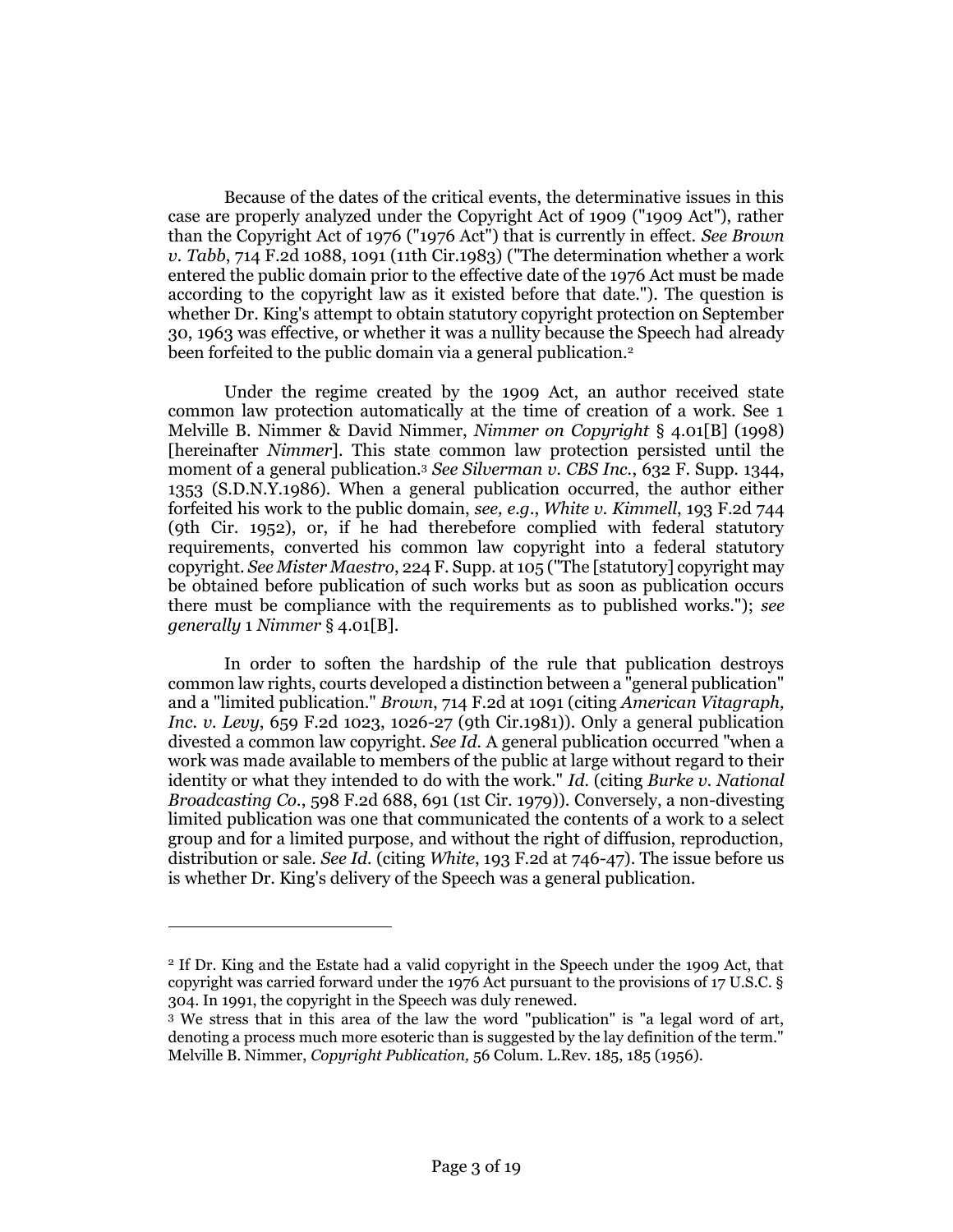Because of the dates of the critical events, the determinative issues in this case are properly analyzed under the Copyright Act of 1909 ("1909 Act"), rather than the Copyright Act of 1976 ("1976 Act") that is currently in effect. *See Brown v. Tabb*, 714 F.2d 1088, 1091 (11th Cir.1983) ("The determination whether a work entered the public domain prior to the effective date of the 1976 Act must be made according to the copyright law as it existed before that date."). The question is whether Dr. King's attempt to obtain statutory copyright protection on September 30, 1963 was effective, or whether it was a nullity because the Speech had already been forfeited to the public domain via a general publication.[2]

Under the regime created by the 1909 Act, an author received state common law protection automatically at the time of creation of a work. See 1 Melville B. Nimmer & David Nimmer, *Nimmer on Copyright* § 4.01[B] (1998) [hereinafter *Nimmer*]. This state common law protection persisted until the moment of a general publication.[3] *See Silverman v. CBS Inc.*, 632 F. Supp. 1344, 1353 (S.D.N.Y.1986). When a general publication occurred, the author either forfeited his work to the public domain, *see, e.g.*, *White v. Kimmell*, 193 F.2d 744 (9th Cir. 1952), or, if he had theretofore complied with federal statutory requirements, converted his common law copyright into a federal statutory copyright. *See Mister Maestro*, 224 F. Supp. at 105 ("The [statutory] copyright may be obtained before publication of such works but as soon as publication occurs there must be compliance with the requirements as to published works."); *see generally* 1 *Nimmer* § 4.01[B].

In order to soften the hardship of the rule that publication destroys common law rights, courts developed a distinction between a "general publication" and a "limited publication." *Brown*, 714 F.2d at 1091 (citing *American Vitagraph, Inc. v. Levy*, 659 F.2d 1023, 1026-27 (9th Cir.1981)). Only a general publication divested a common law copyright. *See Id.* A general publication occurred "when a work was made available to members of the public at large without regard to their identity or what they intended to do with the work." *Id.* (citing *Burke v. National Broadcasting Co.*, 598 F.2d 688, 691 (1st Cir. 1979)). Conversely, a non-divesting limited publication was one that communicated the contents of a work to a select group and for a limited purpose, and without the right of diffusion, reproduction, distribution or sale. *See Id.* (citing *White*, 193 F.2d at 746-47). The issue before us is whether Dr. King's delivery of the Speech was a general publication.

---

[2] If Dr. King and the Estate had a valid copyright in the Speech under the 1909 Act, that copyright was carried forward under the 1976 Act pursuant to the provisions of 17 U.S.C. § 304. In 1991, the copyright in the Speech was duly renewed.

[3] We stress that in this area of the law the word "publication" is "a legal word of art, denoting a process much more esoteric than is suggested by the lay definition of the term." Melville B. Nimmer, *Copyright Publication,* 56 Colum. L.Rev. 185, 185 (1956).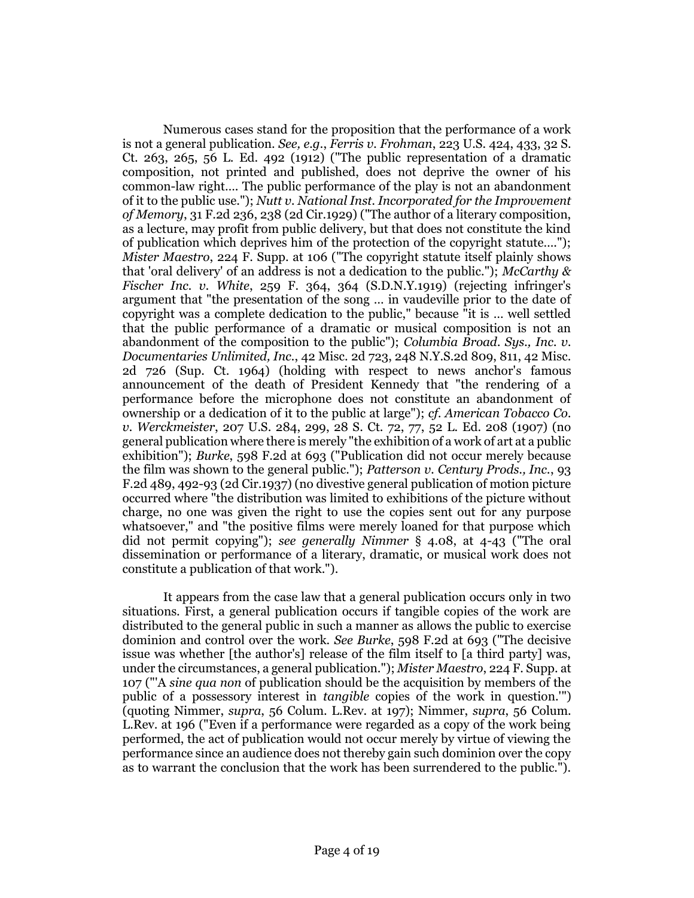Numerous cases stand for the proposition that the performance of a work is not a general publication. *See, e.g.*, *Ferris v. Frohman*, 223 U.S. 424, 433, 32 S. Ct. 263, 265, 56 L. Ed. 492 (1912) ("The public representation of a dramatic composition, not printed and published, does not deprive the owner of his common-law right.... The public performance of the play is not an abandonment of it to the public use."); *Nutt v. National Inst. Incorporated for the Improvement of Memory*, 31 F.2d 236, 238 (2d Cir.1929) ("The author of a literary composition, as a lecture, may profit from public delivery, but that does not constitute the kind of publication which deprives him of the protection of the copyright statute...."); *Mister Maestro*, 224 F. Supp. at 106 ("The copyright statute itself plainly shows that 'oral delivery' of an address is not a dedication to the public."); *McCarthy & Fischer Inc. v. White*, 259 F. 364, 364 (S.D.N.Y.1919) (rejecting infringer's argument that "the presentation of the song ... in vaudeville prior to the date of copyright was a complete dedication to the public," because "it is ... well settled that the public performance of a dramatic or musical composition is not an abandonment of the composition to the public"); *Columbia Broad. Sys., Inc. v. Documentaries Unlimited, Inc.*, 42 Misc. 2d 723, 248 N.Y.S.2d 809, 811, 42 Misc. 2d 726 (Sup. Ct. 1964) (holding with respect to news anchor's famous announcement of the death of President Kennedy that "the rendering of a performance before the microphone does not constitute an abandonment of ownership or a dedication of it to the public at large"); *cf. American Tobacco Co. v. Werckmeister*, 207 U.S. 284, 299, 28 S. Ct. 72, 77, 52 L. Ed. 208 (1907) (no general publication where there is merely "the exhibition of a work of art at a public exhibition"); *Burke*, 598 F.2d at 693 ("Publication did not occur merely because the film was shown to the general public."); *Patterson v. Century Prods., Inc.*, 93 F.2d 489, 492-93 (2d Cir.1937) (no divestive general publication of motion picture occurred where "the distribution was limited to exhibitions of the picture without charge, no one was given the right to use the copies sent out for any purpose whatsoever," and "the positive films were merely loaned for that purpose which did not permit copying"); *see generally Nimmer* § 4.08, at 4-43 ("The oral dissemination or performance of a literary, dramatic, or musical work does not constitute a publication of that work.").

It appears from the case law that a general publication occurs only in two situations. First, a general publication occurs if tangible copies of the work are distributed to the general public in such a manner as allows the public to exercise dominion and control over the work. *See Burke*, 598 F.2d at 693 ("The decisive issue was whether [the author's] release of the film itself to [a third party] was, under the circumstances, a general publication."); *Mister Maestro*, 224 F. Supp. at 107 ("'A *sine qua non* of publication should be the acquisition by members of the public of a possessory interest in *tangible* copies of the work in question.'") (quoting Nimmer, *supra*, 56 Colum. L.Rev. at 197); Nimmer, *supra*, 56 Colum. L.Rev. at 196 ("Even if a performance were regarded as a copy of the work being performed, the act of publication would not occur merely by virtue of viewing the performance since an audience does not thereby gain such dominion over the copy as to warrant the conclusion that the work has been surrendered to the public.").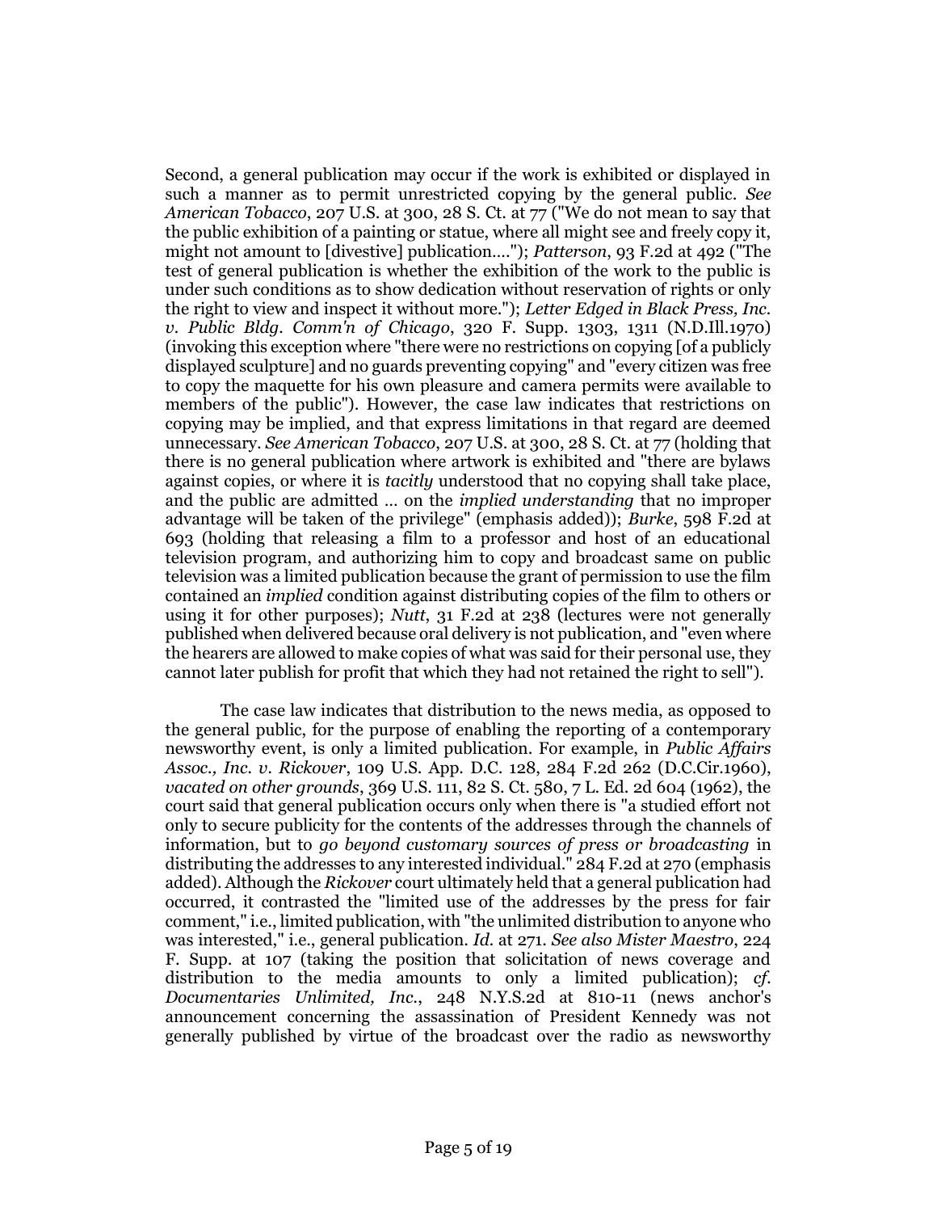Second, a general publication may occur if the work is exhibited or displayed in such a manner as to permit unrestricted copying by the general public. *See American Tobacco*, 207 U.S. at 300, 28 S. Ct. at 77 ("We do not mean to say that the public exhibition of a painting or statue, where all might see and freely copy it, might not amount to [divestive] publication...."); *Patterson*, 93 F.2d at 492 ("The test of general publication is whether the exhibition of the work to the public is under such conditions as to show dedication without reservation of rights or only the right to view and inspect it without more."); *Letter Edged in Black Press, Inc. v. Public Bldg. Comm'n of Chicago*, 320 F. Supp. 1303, 1311 (N.D.Ill.1970) (invoking this exception where "there were no restrictions on copying [of a publicly displayed sculpture] and no guards preventing copying" and "every citizen was free to copy the maquette for his own pleasure and camera permits were available to members of the public"). However, the case law indicates that restrictions on copying may be implied, and that express limitations in that regard are deemed unnecessary. *See American Tobacco*, 207 U.S. at 300, 28 S. Ct. at 77 (holding that there is no general publication where artwork is exhibited and "there are bylaws against copies, or where it is *tacitly* understood that no copying shall take place, and the public are admitted ... on the *implied understanding* that no improper advantage will be taken of the privilege" (emphasis added)); *Burke*, 598 F.2d at 693 (holding that releasing a film to a professor and host of an educational television program, and authorizing him to copy and broadcast same on public television was a limited publication because the grant of permission to use the film contained an *implied* condition against distributing copies of the film to others or using it for other purposes); *Nutt*, 31 F.2d at 238 (lectures were not generally published when delivered because oral delivery is not publication, and "even where the hearers are allowed to make copies of what was said for their personal use, they cannot later publish for profit that which they had not retained the right to sell").

The case law indicates that distribution to the news media, as opposed to the general public, for the purpose of enabling the reporting of a contemporary newsworthy event, is only a limited publication. For example, in *Public Affairs Assoc., Inc. v. Rickover*, 109 U.S. App. D.C. 128, 284 F.2d 262 (D.C.Cir.1960), *vacated on other grounds*, 369 U.S. 111, 82 S. Ct. 580, 7 L. Ed. 2d 604 (1962), the court said that general publication occurs only when there is "a studied effort not only to secure publicity for the contents of the addresses through the channels of information, but to *go beyond customary sources of press or broadcasting* in distributing the addresses to any interested individual." 284 F.2d at 270 (emphasis added). Although the *Rickover* court ultimately held that a general publication had occurred, it contrasted the "limited use of the addresses by the press for fair comment," i.e., limited publication, with "the unlimited distribution to anyone who was interested," i.e., general publication. *Id.* at 271. *See also Mister Maestro*, 224 F. Supp. at 107 (taking the position that solicitation of news coverage and distribution to the media amounts to only a limited publication); *cf. Documentaries Unlimited, Inc.*, 248 N.Y.S.2d at 810-11 (news anchor's announcement concerning the assassination of President Kennedy was not generally published by virtue of the broadcast over the radio as newsworthy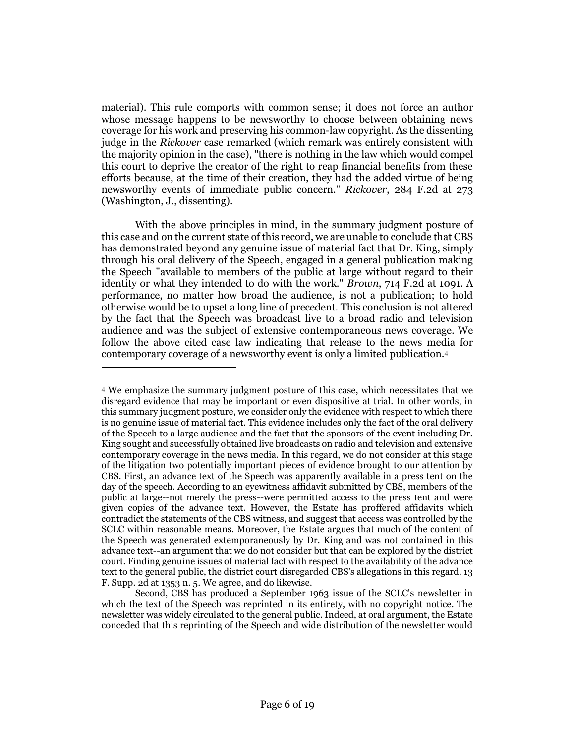material). This rule comports with common sense; it does not force an author whose message happens to be newsworthy to choose between obtaining news coverage for his work and preserving his common-law copyright. As the dissenting judge in the *Rickover* case remarked (which remark was entirely consistent with the majority opinion in the case), "there is nothing in the law which would compel this court to deprive the creator of the right to reap financial benefits from these efforts because, at the time of their creation, they had the added virtue of being newsworthy events of immediate public concern." *Rickover*, 284 F.2d at 273 (Washington, J., dissenting).

With the above principles in mind, in the summary judgment posture of this case and on the current state of this record, we are unable to conclude that CBS has demonstrated beyond any genuine issue of material fact that Dr. King, simply through his oral delivery of the Speech, engaged in a general publication making the Speech "available to members of the public at large without regard to their identity or what they intended to do with the work." *Brown*, 714 F.2d at 1091. A performance, no matter how broad the audience, is not a publication; to hold otherwise would be to upset a long line of precedent. This conclusion is not altered by the fact that the Speech was broadcast live to a broad radio and television audience and was the subject of extensive contemporaneous news coverage. We follow the above cited case law indicating that release to the news media for contemporary coverage of a newsworthy event is only a limited publication.[4]

---

[4] We emphasize the summary judgment posture of this case, which necessitates that we disregard evidence that may be important or even dispositive at trial. In other words, in this summary judgment posture, we consider only the evidence with respect to which there is no genuine issue of material fact. This evidence includes only the fact of the oral delivery of the Speech to a large audience and the fact that the sponsors of the event including Dr. King sought and successfully obtained live broadcasts on radio and television and extensive contemporary coverage in the news media. In this regard, we do not consider at this stage of the litigation two potentially important pieces of evidence brought to our attention by CBS. First, an advance text of the Speech was apparently available in a press tent on the day of the speech. According to an eyewitness affidavit submitted by CBS, members of the public at large--not merely the press--were permitted access to the press tent and were given copies of the advance text. However, the Estate has proffered affidavits which contradict the statements of the CBS witness, and suggest that access was controlled by the SCLC within reasonable means. Moreover, the Estate argues that much of the content of the Speech was generated extemporaneously by Dr. King and was not contained in this advance text--an argument that we do not consider but that can be explored by the district court. Finding genuine issues of material fact with respect to the availability of the advance text to the general public, the district court disregarded CBS's allegations in this regard. 13 F. Supp. 2d at 1353 n. 5. We agree, and do likewise.

Second, CBS has produced a September 1963 issue of the SCLC's newsletter in which the text of the Speech was reprinted in its entirety, with no copyright notice. The newsletter was widely circulated to the general public. Indeed, at oral argument, the Estate conceded that this reprinting of the Speech and wide distribution of the newsletter would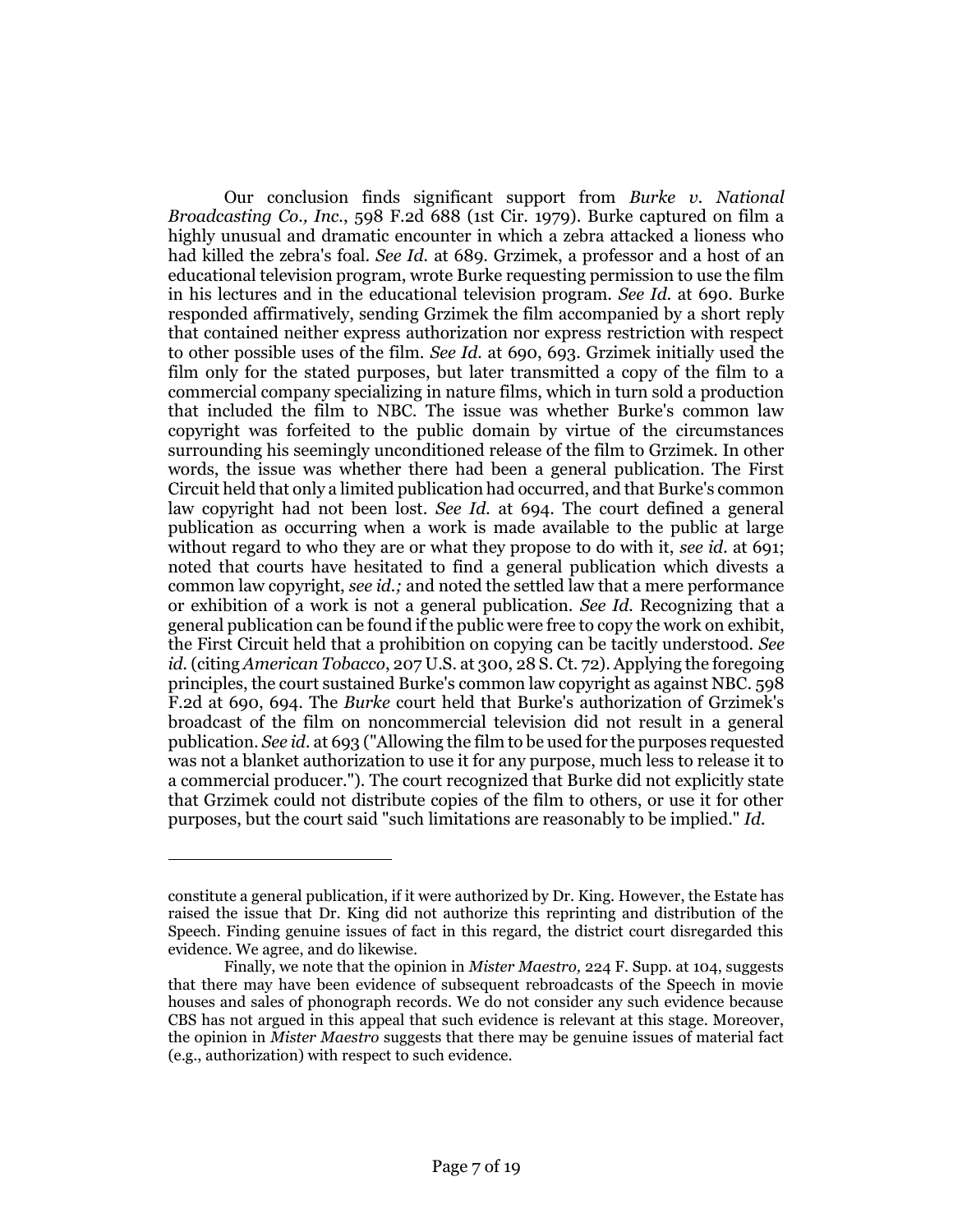Our conclusion finds significant support from *Burke v. National Broadcasting Co., Inc.*, 598 F.2d 688 (1st Cir. 1979). Burke captured on film a highly unusual and dramatic encounter in which a zebra attacked a lioness who had killed the zebra's foal. *See Id.* at 689. Grzimek, a professor and a host of an educational television program, wrote Burke requesting permission to use the film in his lectures and in the educational television program. *See Id.* at 690. Burke responded affirmatively, sending Grzimek the film accompanied by a short reply that contained neither express authorization nor express restriction with respect to other possible uses of the film. *See Id.* at 690, 693. Grzimek initially used the film only for the stated purposes, but later transmitted a copy of the film to a commercial company specializing in nature films, which in turn sold a production that included the film to NBC. The issue was whether Burke's common law copyright was forfeited to the public domain by virtue of the circumstances surrounding his seemingly unconditioned release of the film to Grzimek. In other words, the issue was whether there had been a general publication. The First Circuit held that only a limited publication had occurred, and that Burke's common law copyright had not been lost. *See Id.* at 694. The court defined a general publication as occurring when a work is made available to the public at large without regard to who they are or what they propose to do with it, *see id.* at 691; noted that courts have hesitated to find a general publication which divests a common law copyright, *see id.;* and noted the settled law that a mere performance or exhibition of a work is not a general publication. *See Id.* Recognizing that a general publication can be found if the public were free to copy the work on exhibit, the First Circuit held that a prohibition on copying can be tacitly understood. *See id.* (citing *American Tobacco*, 207 U.S. at 300, 28 S. Ct. 72). Applying the foregoing principles, the court sustained Burke's common law copyright as against NBC. 598 F.2d at 690, 694. The *Burke* court held that Burke's authorization of Grzimek's broadcast of the film on noncommercial television did not result in a general publication. *See id.* at 693 ("Allowing the film to be used for the purposes requested was not a blanket authorization to use it for any purpose, much less to release it to a commercial producer."). The court recognized that Burke did not explicitly state that Grzimek could not distribute copies of the film to others, or use it for other purposes, but the court said "such limitations are reasonably to be implied." *Id.*

---

constitute a general publication, if it were authorized by Dr. King. However, the Estate has raised the issue that Dr. King did not authorize this reprinting and distribution of the Speech. Finding genuine issues of fact in this regard, the district court disregarded this evidence. We agree, and do likewise.

Finally, we note that the opinion in *Mister Maestro,* 224 F. Supp. at 104, suggests that there may have been evidence of subsequent rebroadcasts of the Speech in movie houses and sales of phonograph records. We do not consider any such evidence because CBS has not argued in this appeal that such evidence is relevant at this stage. Moreover, the opinion in *Mister Maestro* suggests that there may be genuine issues of material fact (e.g., authorization) with respect to such evidence.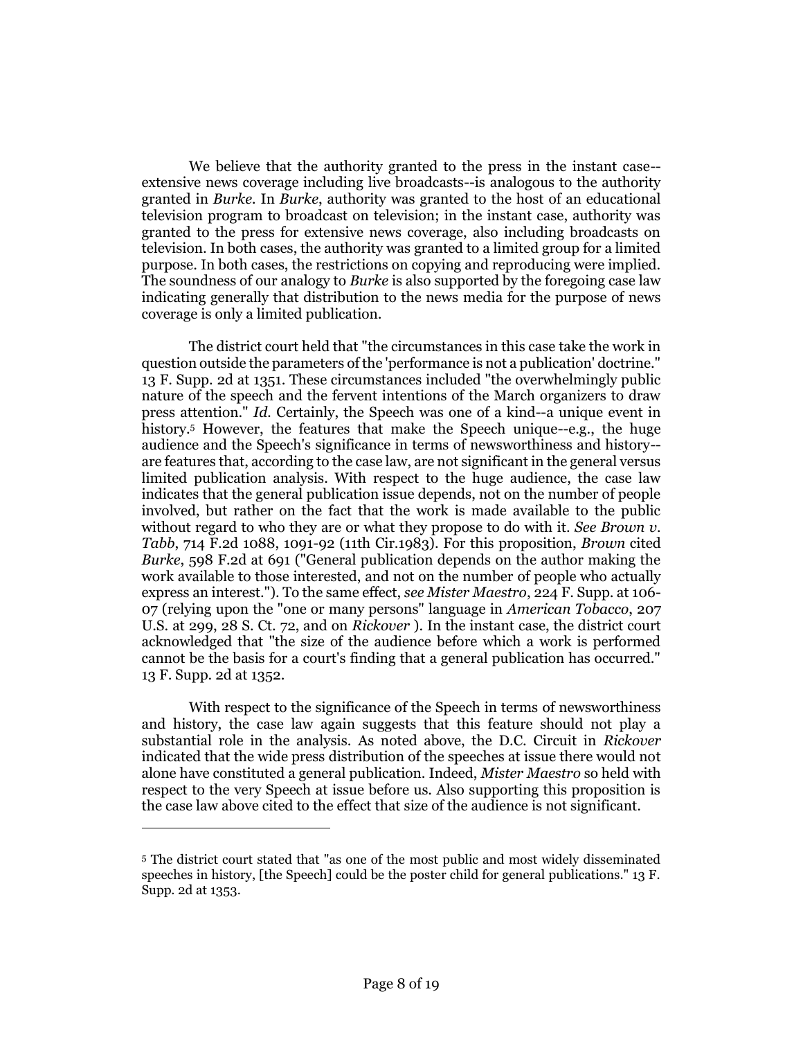We believe that the authority granted to the press in the instant case--extensive news coverage including live broadcasts--is analogous to the authority granted in *Burke*. In *Burke*, authority was granted to the host of an educational television program to broadcast on television; in the instant case, authority was granted to the press for extensive news coverage, also including broadcasts on television. In both cases, the authority was granted to a limited group for a limited purpose. In both cases, the restrictions on copying and reproducing were implied. The soundness of our analogy to *Burke* is also supported by the foregoing case law indicating generally that distribution to the news media for the purpose of news coverage is only a limited publication.

The district court held that "the circumstances in this case take the work in question outside the parameters of the 'performance is not a publication' doctrine." 13 F. Supp. 2d at 1351. These circumstances included "the overwhelmingly public nature of the speech and the fervent intentions of the March organizers to draw press attention." *Id.* Certainly, the Speech was one of a kind--a unique event in history.[5] However, the features that make the Speech unique--e.g., the huge audience and the Speech's significance in terms of newsworthiness and history--are features that, according to the case law, are not significant in the general versus limited publication analysis. With respect to the huge audience, the case law indicates that the general publication issue depends, not on the number of people involved, but rather on the fact that the work is made available to the public without regard to who they are or what they propose to do with it. *See Brown v. Tabb*, 714 F.2d 1088, 1091-92 (11th Cir.1983). For this proposition, *Brown* cited *Burke*, 598 F.2d at 691 ("General publication depends on the author making the work available to those interested, and not on the number of people who actually express an interest."). To the same effect, *see Mister Maestro*, 224 F. Supp. at 106-07 (relying upon the "one or many persons" language in *American Tobacco*, 207 U.S. at 299, 28 S. Ct. 72, and on *Rickover* ). In the instant case, the district court acknowledged that "the size of the audience before which a work is performed cannot be the basis for a court's finding that a general publication has occurred." 13 F. Supp. 2d at 1352.

With respect to the significance of the Speech in terms of newsworthiness and history, the case law again suggests that this feature should not play a substantial role in the analysis. As noted above, the D.C. Circuit in *Rickover* indicated that the wide press distribution of the speeches at issue there would not alone have constituted a general publication. Indeed, *Mister Maestro* so held with respect to the very Speech at issue before us. Also supporting this proposition is the case law above cited to the effect that size of the audience is not significant.

---

[5] The district court stated that "as one of the most public and most widely disseminated speeches in history, [the Speech] could be the poster child for general publications." 13 F. Supp. 2d at 1353.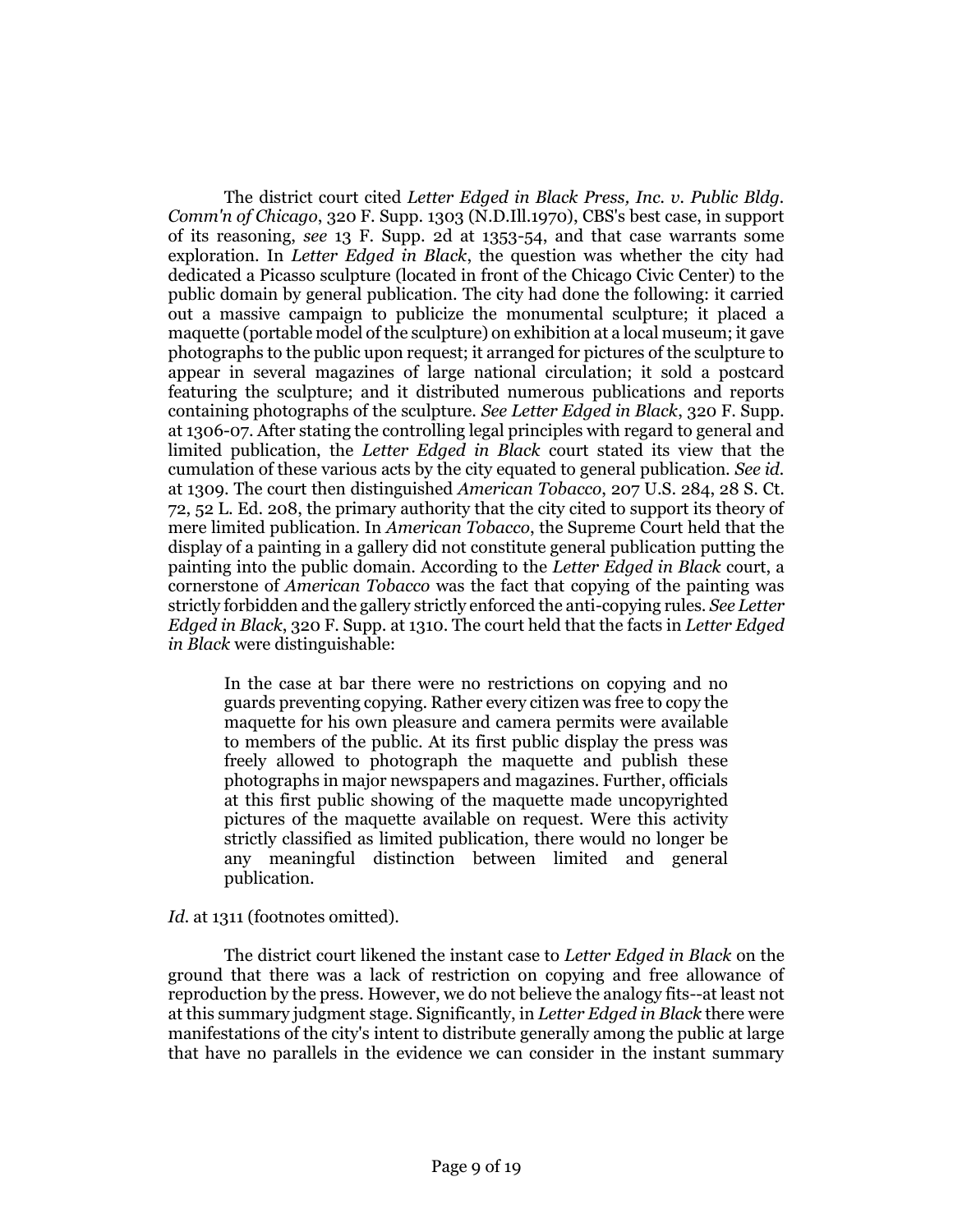The district court cited *Letter Edged in Black Press, Inc. v. Public Bldg. Comm'n of Chicago*, 320 F. Supp. 1303 (N.D.Ill.1970), CBS's best case, in support of its reasoning, *see* 13 F. Supp. 2d at 1353-54, and that case warrants some exploration. In *Letter Edged in Black*, the question was whether the city had dedicated a Picasso sculpture (located in front of the Chicago Civic Center) to the public domain by general publication. The city had done the following: it carried out a massive campaign to publicize the monumental sculpture; it placed a maquette (portable model of the sculpture) on exhibition at a local museum; it gave photographs to the public upon request; it arranged for pictures of the sculpture to appear in several magazines of large national circulation; it sold a postcard featuring the sculpture; and it distributed numerous publications and reports containing photographs of the sculpture. *See Letter Edged in Black*, 320 F. Supp. at 1306-07. After stating the controlling legal principles with regard to general and limited publication, the *Letter Edged in Black* court stated its view that the cumulation of these various acts by the city equated to general publication. *See id.* at 1309. The court then distinguished *American Tobacco*, 207 U.S. 284, 28 S. Ct. 72, 52 L. Ed. 208, the primary authority that the city cited to support its theory of mere limited publication. In *American Tobacco*, the Supreme Court held that the display of a painting in a gallery did not constitute general publication putting the painting into the public domain. According to the *Letter Edged in Black* court, a cornerstone of *American Tobacco* was the fact that copying of the painting was strictly forbidden and the gallery strictly enforced the anti-copying rules. *See Letter Edged in Black*, 320 F. Supp. at 1310. The court held that the facts in *Letter Edged in Black* were distinguishable:

> In the case at bar there were no restrictions on copying and no guards preventing copying. Rather every citizen was free to copy the maquette for his own pleasure and camera permits were available to members of the public. At its first public display the press was freely allowed to photograph the maquette and publish these photographs in major newspapers and magazines. Further, officials at this first public showing of the maquette made uncopyrighted pictures of the maquette available on request. Were this activity strictly classified as limited publication, there would no longer be any meaningful distinction between limited and general publication.

*Id.* at 1311 (footnotes omitted).

The district court likened the instant case to *Letter Edged in Black* on the ground that there was a lack of restriction on copying and free allowance of reproduction by the press. However, we do not believe the analogy fits--at least not at this summary judgment stage. Significantly, in *Letter Edged in Black* there were manifestations of the city's intent to distribute generally among the public at large that have no parallels in the evidence we can consider in the instant summary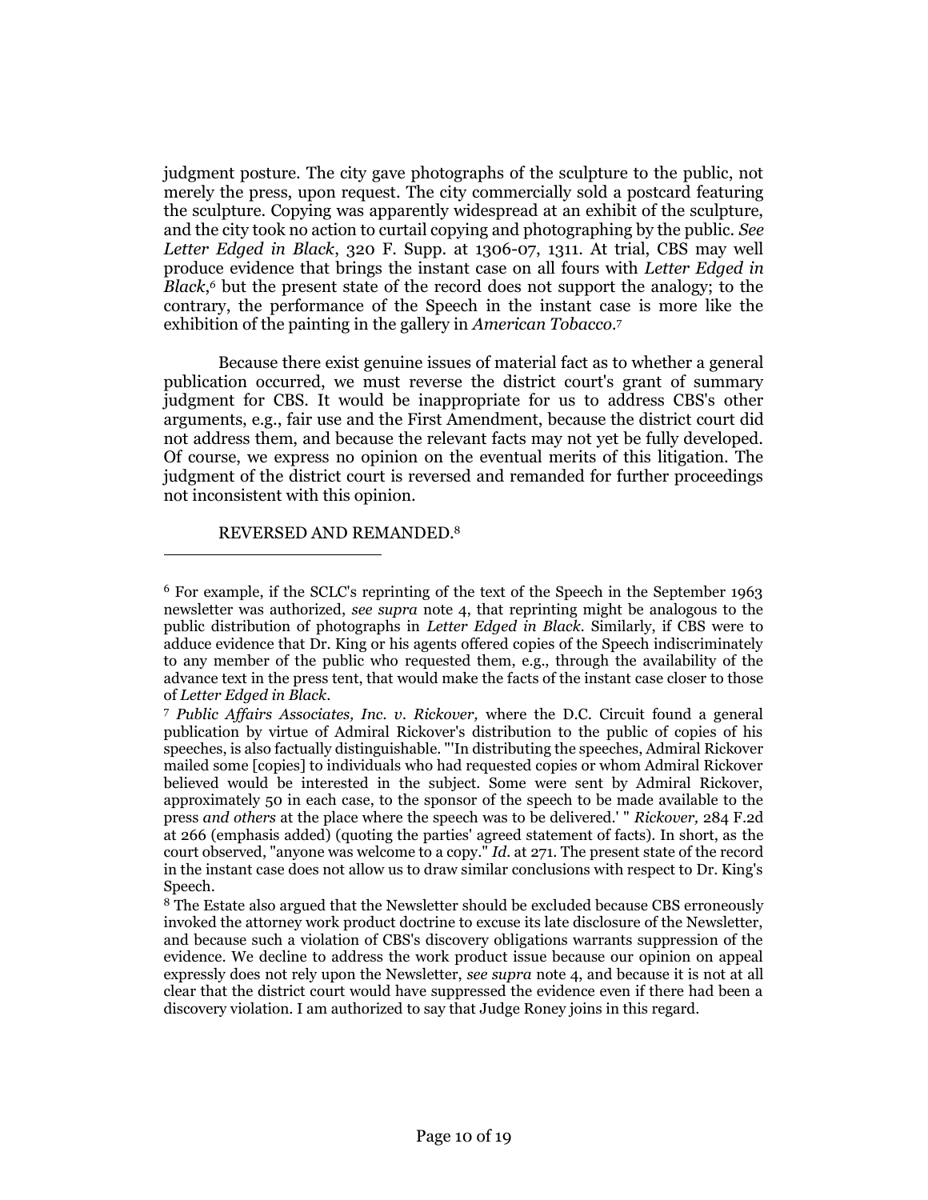judgment posture. The city gave photographs of the sculpture to the public, not merely the press, upon request. The city commercially sold a postcard featuring the sculpture. Copying was apparently widespread at an exhibit of the sculpture, and the city took no action to curtail copying and photographing by the public. *See Letter Edged in Black*, 320 F. Supp. at 1306-07, 1311. At trial, CBS may well produce evidence that brings the instant case on all fours with *Letter Edged in Black*,[6] but the present state of the record does not support the analogy; to the contrary, the performance of the Speech in the instant case is more like the exhibition of the painting in the gallery in *American Tobacco*.[7]

Because there exist genuine issues of material fact as to whether a general publication occurred, we must reverse the district court's grant of summary judgment for CBS. It would be inappropriate for us to address CBS's other arguments, e.g., fair use and the First Amendment, because the district court did not address them, and because the relevant facts may not yet be fully developed. Of course, we express no opinion on the eventual merits of this litigation. The judgment of the district court is reversed and remanded for further proceedings not inconsistent with this opinion.

REVERSED AND REMANDED.[8]

---

[6] For example, if the SCLC's reprinting of the text of the Speech in the September 1963 newsletter was authorized, *see supra* note 4, that reprinting might be analogous to the public distribution of photographs in *Letter Edged in Black*. Similarly, if CBS were to adduce evidence that Dr. King or his agents offered copies of the Speech indiscriminately to any member of the public who requested them, e.g., through the availability of the advance text in the press tent, that would make the facts of the instant case closer to those of *Letter Edged in Black*.

[7] *Public Affairs Associates, Inc. v. Rickover,* where the D.C. Circuit found a general publication by virtue of Admiral Rickover's distribution to the public of copies of his speeches, is also factually distinguishable. "'In distributing the speeches, Admiral Rickover mailed some [copies] to individuals who had requested copies or whom Admiral Rickover believed would be interested in the subject. Some were sent by Admiral Rickover, approximately 50 in each case, to the sponsor of the speech to be made available to the press *and others* at the place where the speech was to be delivered.' " *Rickover,* 284 F.2d at 266 (emphasis added) (quoting the parties' agreed statement of facts). In short, as the court observed, "anyone was welcome to a copy." *Id.* at 271. The present state of the record in the instant case does not allow us to draw similar conclusions with respect to Dr. King's Speech.

[8] The Estate also argued that the Newsletter should be excluded because CBS erroneously invoked the attorney work product doctrine to excuse its late disclosure of the Newsletter, and because such a violation of CBS's discovery obligations warrants suppression of the evidence. We decline to address the work product issue because our opinion on appeal expressly does not rely upon the Newsletter, *see supra* note 4, and because it is not at all clear that the district court would have suppressed the evidence even if there had been a discovery violation. I am authorized to say that Judge Roney joins in this regard.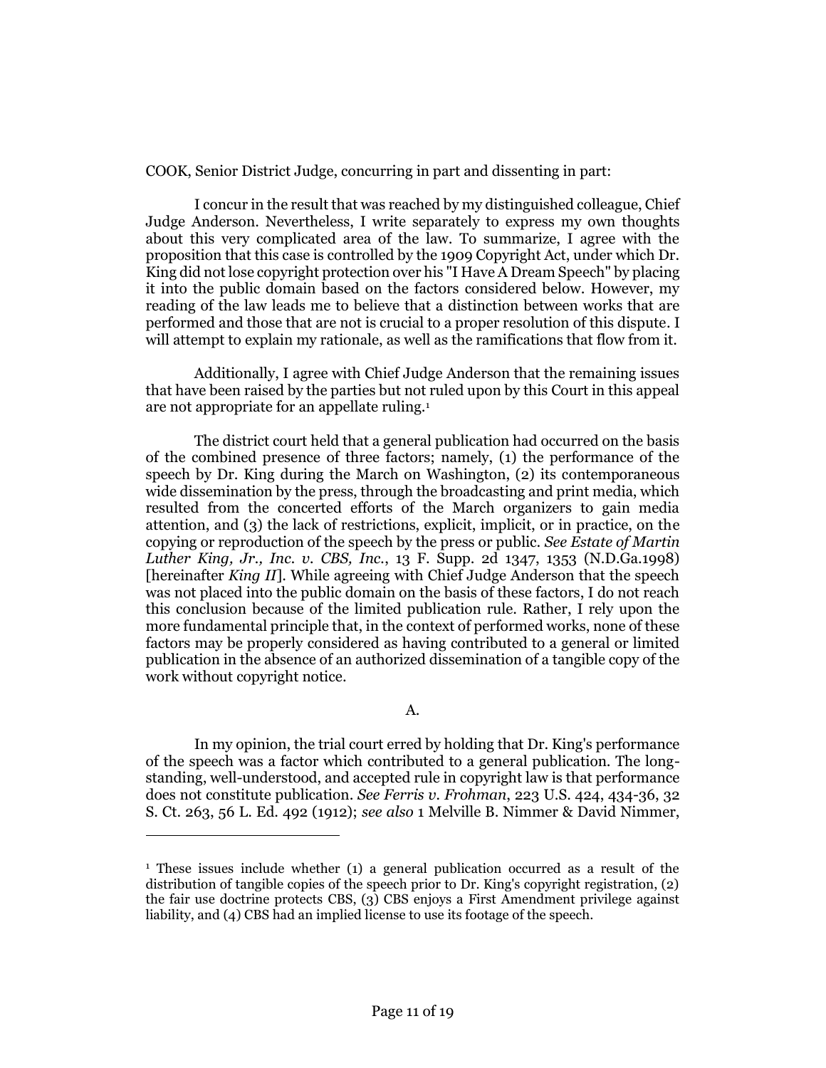COOK, Senior District Judge, concurring in part and dissenting in part:

I concur in the result that was reached by my distinguished colleague, Chief Judge Anderson. Nevertheless, I write separately to express my own thoughts about this very complicated area of the law. To summarize, I agree with the proposition that this case is controlled by the 1909 Copyright Act, under which Dr. King did not lose copyright protection over his "I Have A Dream Speech" by placing it into the public domain based on the factors considered below. However, my reading of the law leads me to believe that a distinction between works that are performed and those that are not is crucial to a proper resolution of this dispute. I will attempt to explain my rationale, as well as the ramifications that flow from it.

Additionally, I agree with Chief Judge Anderson that the remaining issues that have been raised by the parties but not ruled upon by this Court in this appeal are not appropriate for an appellate ruling.[1]

The district court held that a general publication had occurred on the basis of the combined presence of three factors; namely, (1) the performance of the speech by Dr. King during the March on Washington, (2) its contemporaneous wide dissemination by the press, through the broadcasting and print media, which resulted from the concerted efforts of the March organizers to gain media attention, and (3) the lack of restrictions, explicit, implicit, or in practice, on the copying or reproduction of the speech by the press or public. *See Estate of Martin Luther King, Jr., Inc. v. CBS, Inc.*, 13 F. Supp. 2d 1347, 1353 (N.D.Ga.1998) [hereinafter *King II*]. While agreeing with Chief Judge Anderson that the speech was not placed into the public domain on the basis of these factors, I do not reach this conclusion because of the limited publication rule. Rather, I rely upon the more fundamental principle that, in the context of performed works, none of these factors may be properly considered as having contributed to a general or limited publication in the absence of an authorized dissemination of a tangible copy of the work without copyright notice.

A.

In my opinion, the trial court erred by holding that Dr. King's performance of the speech was a factor which contributed to a general publication. The long-standing, well-understood, and accepted rule in copyright law is that performance does not constitute publication. *See Ferris v. Frohman*, 223 U.S. 424, 434-36, 32 S. Ct. 263, 56 L. Ed. 492 (1912); *see also* 1 Melville B. Nimmer & David Nimmer,

---

[1] These issues include whether (1) a general publication occurred as a result of the distribution of tangible copies of the speech prior to Dr. King's copyright registration, (2) the fair use doctrine protects CBS, (3) CBS enjoys a First Amendment privilege against liability, and (4) CBS had an implied license to use its footage of the speech.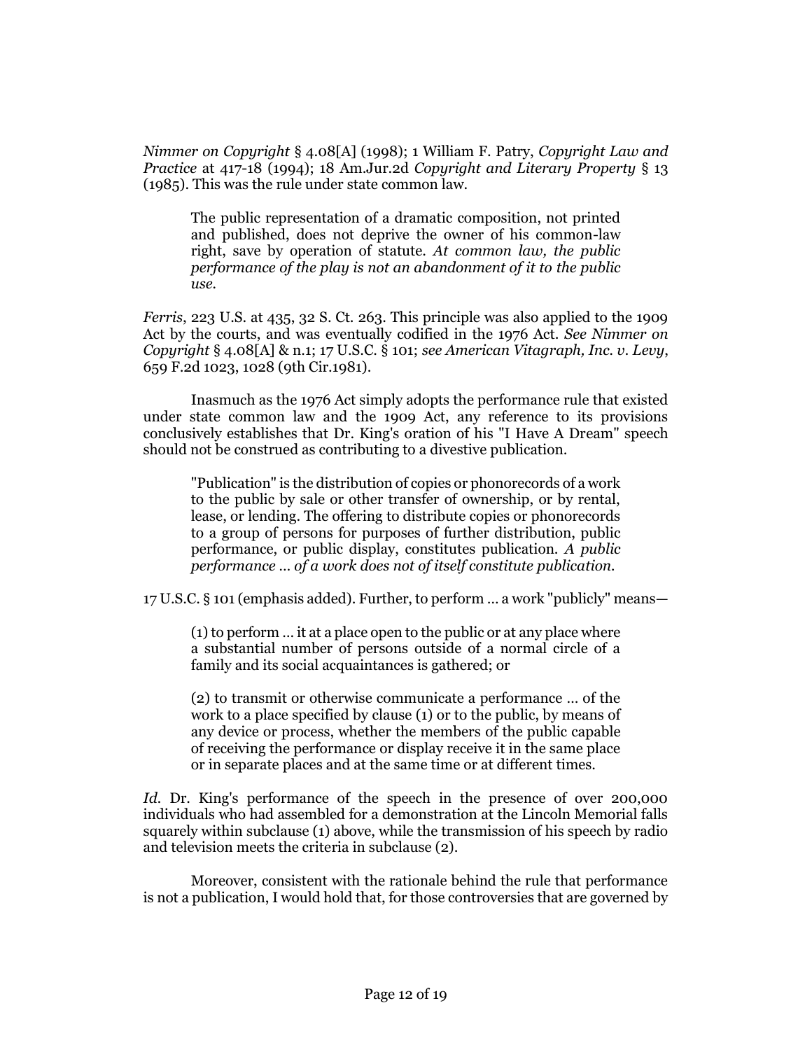*Nimmer on Copyright* § 4.08[A] (1998); 1 William F. Patry, *Copyright Law and Practice* at 417-18 (1994); 18 Am.Jur.2d *Copyright and Literary Property* § 13 (1985). This was the rule under state common law.

> The public representation of a dramatic composition, not printed and published, does not deprive the owner of his common-law right, save by operation of statute. *At common law, the public performance of the play is not an abandonment of it to the public use.*

*Ferris*, 223 U.S. at 435, 32 S. Ct. 263. This principle was also applied to the 1909 Act by the courts, and was eventually codified in the 1976 Act. *See Nimmer on Copyright* § 4.08[A] & n.1; 17 U.S.C. § 101; *see American Vitagraph, Inc. v. Levy*, 659 F.2d 1023, 1028 (9th Cir.1981).

Inasmuch as the 1976 Act simply adopts the performance rule that existed under state common law and the 1909 Act, any reference to its provisions conclusively establishes that Dr. King's oration of his "I Have A Dream" speech should not be construed as contributing to a divestive publication.

> "Publication" is the distribution of copies or phonorecords of a work to the public by sale or other transfer of ownership, or by rental, lease, or lending. The offering to distribute copies or phonorecords to a group of persons for purposes of further distribution, public performance, or public display, constitutes publication. *A public performance ... of a work does not of itself constitute publication.*

17 U.S.C. § 101 (emphasis added). Further, to perform ... a work "publicly" means—

> (1) to perform ... it at a place open to the public or at any place where a substantial number of persons outside of a normal circle of a family and its social acquaintances is gathered; or
>
> (2) to transmit or otherwise communicate a performance ... of the work to a place specified by clause (1) or to the public, by means of any device or process, whether the members of the public capable of receiving the performance or display receive it in the same place or in separate places and at the same time or at different times.

*Id.* Dr. King's performance of the speech in the presence of over 200,000 individuals who had assembled for a demonstration at the Lincoln Memorial falls squarely within subclause (1) above, while the transmission of his speech by radio and television meets the criteria in subclause (2).

Moreover, consistent with the rationale behind the rule that performance is not a publication, I would hold that, for those controversies that are governed by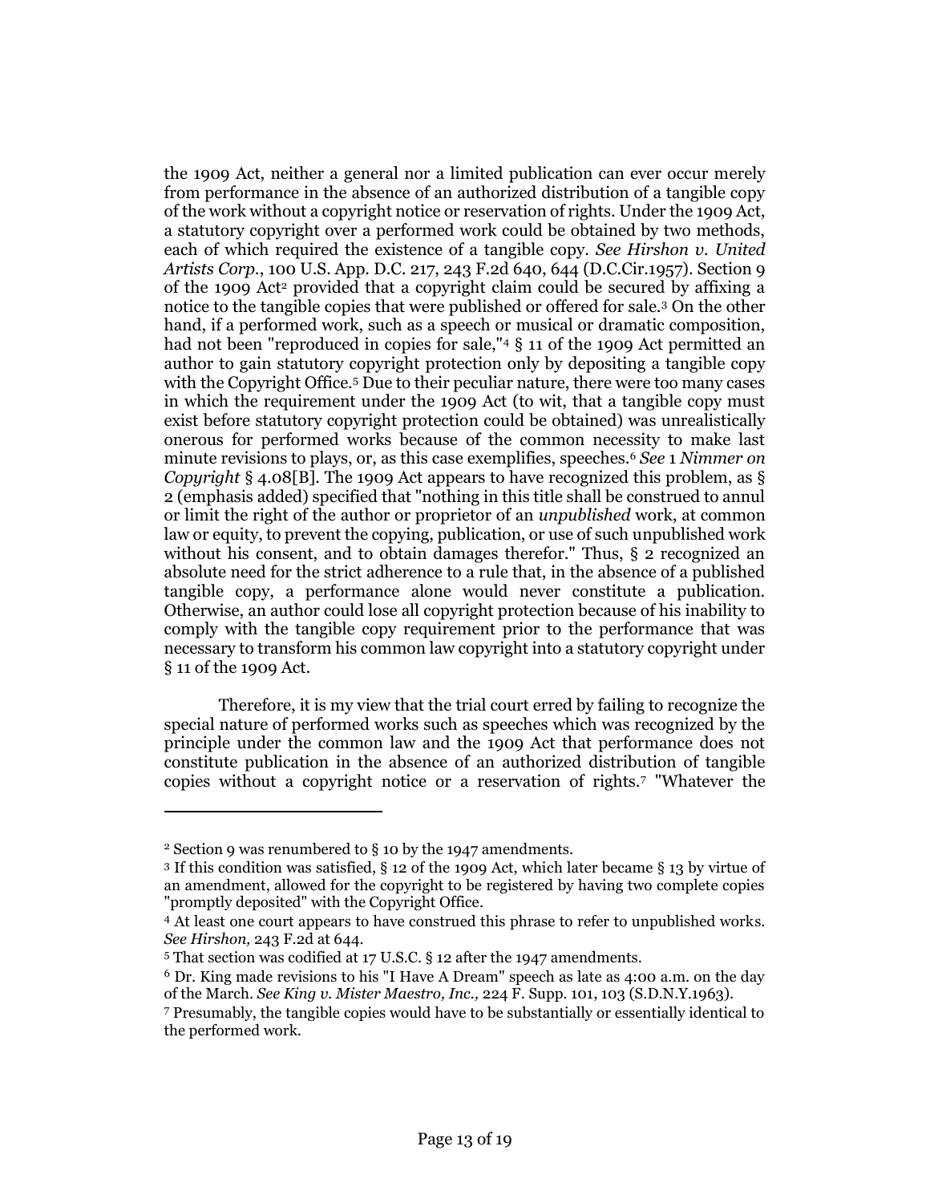the 1909 Act, neither a general nor a limited publication can ever occur merely from performance in the absence of an authorized distribution of a tangible copy of the work without a copyright notice or reservation of rights. Under the 1909 Act, a statutory copyright over a performed work could be obtained by two methods, each of which required the existence of a tangible copy. *See Hirshon v. United Artists Corp.*, 100 U.S. App. D.C. 217, 243 F.2d 640, 644 (D.C.Cir.1957). Section 9 of the 1909 Act[2] provided that a copyright claim could be secured by affixing a notice to the tangible copies that were published or offered for sale.[3] On the other hand, if a performed work, such as a speech or musical or dramatic composition, had not been "reproduced in copies for sale,"[4] § 11 of the 1909 Act permitted an author to gain statutory copyright protection only by depositing a tangible copy with the Copyright Office.[5] Due to their peculiar nature, there were too many cases in which the requirement under the 1909 Act (to wit, that a tangible copy must exist before statutory copyright protection could be obtained) was unrealistically onerous for performed works because of the common necessity to make last minute revisions to plays, or, as this case exemplifies, speeches.[6] *See* 1 *Nimmer on Copyright* § 4.08[B]. The 1909 Act appears to have recognized this problem, as § 2 (emphasis added) specified that "nothing in this title shall be construed to annul or limit the right of the author or proprietor of an *unpublished* work, at common law or equity, to prevent the copying, publication, or use of such unpublished work without his consent, and to obtain damages therefor." Thus, § 2 recognized an absolute need for the strict adherence to a rule that, in the absence of a published tangible copy, a performance alone would never constitute a publication. Otherwise, an author could lose all copyright protection because of his inability to comply with the tangible copy requirement prior to the performance that was necessary to transform his common law copyright into a statutory copyright under § 11 of the 1909 Act.

Therefore, it is my view that the trial court erred by failing to recognize the special nature of performed works such as speeches which was recognized by the principle under the common law and the 1909 Act that performance does not constitute publication in the absence of an authorized distribution of tangible copies without a copyright notice or a reservation of rights.[7] "Whatever the

---

[2] Section 9 was renumbered to § 10 by the 1947 amendments.

[3] If this condition was satisfied, § 12 of the 1909 Act, which later became § 13 by virtue of an amendment, allowed for the copyright to be registered by having two complete copies "promptly deposited" with the Copyright Office.

[4] At least one court appears to have construed this phrase to refer to unpublished works. *See Hirshon,* 243 F.2d at 644.

[5] That section was codified at 17 U.S.C. § 12 after the 1947 amendments.

[6] Dr. King made revisions to his "I Have A Dream" speech as late as 4:00 a.m. on the day of the March. *See King v. Mister Maestro, Inc.,* 224 F. Supp. 101, 103 (S.D.N.Y.1963).

[7] Presumably, the tangible copies would have to be substantially or essentially identical to the performed work.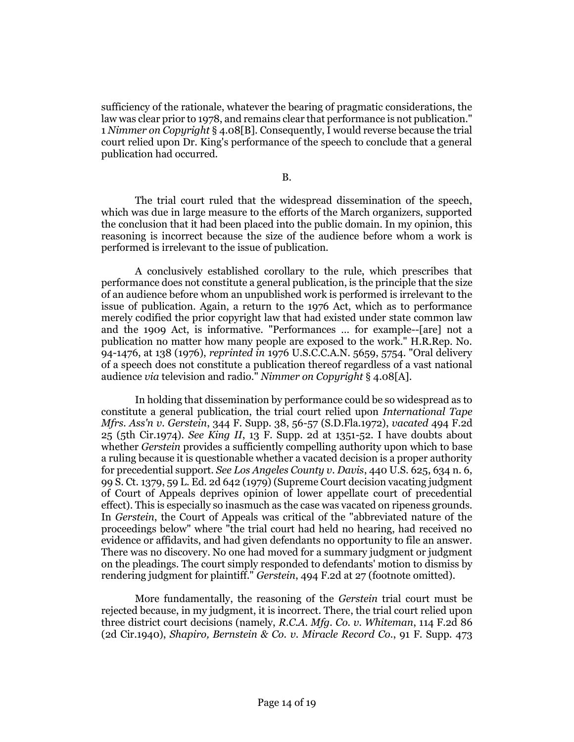sufficiency of the rationale, whatever the bearing of pragmatic considerations, the law was clear prior to 1978, and remains clear that performance is not publication." 1 *Nimmer on Copyright* § 4.08[B]. Consequently, I would reverse because the trial court relied upon Dr. King's performance of the speech to conclude that a general publication had occurred.

B.

The trial court ruled that the widespread dissemination of the speech, which was due in large measure to the efforts of the March organizers, supported the conclusion that it had been placed into the public domain. In my opinion, this reasoning is incorrect because the size of the audience before whom a work is performed is irrelevant to the issue of publication.

A conclusively established corollary to the rule, which prescribes that performance does not constitute a general publication, is the principle that the size of an audience before whom an unpublished work is performed is irrelevant to the issue of publication. Again, a return to the 1976 Act, which as to performance merely codified the prior copyright law that had existed under state common law and the 1909 Act, is informative. "Performances ... for example--[are] not a publication no matter how many people are exposed to the work." H.R.Rep. No. 94-1476, at 138 (1976), *reprinted in* 1976 U.S.C.C.A.N. 5659, 5754. "Oral delivery of a speech does not constitute a publication thereof regardless of a vast national audience *via* television and radio." *Nimmer on Copyright* § 4.08[A].

In holding that dissemination by performance could be so widespread as to constitute a general publication, the trial court relied upon *International Tape Mfrs. Ass'n v. Gerstein*, 344 F. Supp. 38, 56-57 (S.D.Fla.1972), *vacated* 494 F.2d 25 (5th Cir.1974). *See King II*, 13 F. Supp. 2d at 1351-52. I have doubts about whether *Gerstein* provides a sufficiently compelling authority upon which to base a ruling because it is questionable whether a vacated decision is a proper authority for precedential support. *See Los Angeles County v. Davis*, 440 U.S. 625, 634 n. 6, 99 S. Ct. 1379, 59 L. Ed. 2d 642 (1979) (Supreme Court decision vacating judgment of Court of Appeals deprives opinion of lower appellate court of precedential effect). This is especially so inasmuch as the case was vacated on ripeness grounds. In *Gerstein*, the Court of Appeals was critical of the "abbreviated nature of the proceedings below" where "the trial court had held no hearing, had received no evidence or affidavits, and had given defendants no opportunity to file an answer. There was no discovery. No one had moved for a summary judgment or judgment on the pleadings. The court simply responded to defendants' motion to dismiss by rendering judgment for plaintiff." *Gerstein*, 494 F.2d at 27 (footnote omitted).

More fundamentally, the reasoning of the *Gerstein* trial court must be rejected because, in my judgment, it is incorrect. There, the trial court relied upon three district court decisions (namely, *R.C.A. Mfg. Co. v. Whiteman*, 114 F.2d 86 (2d Cir.1940), *Shapiro, Bernstein & Co. v. Miracle Record Co.*, 91 F. Supp. 473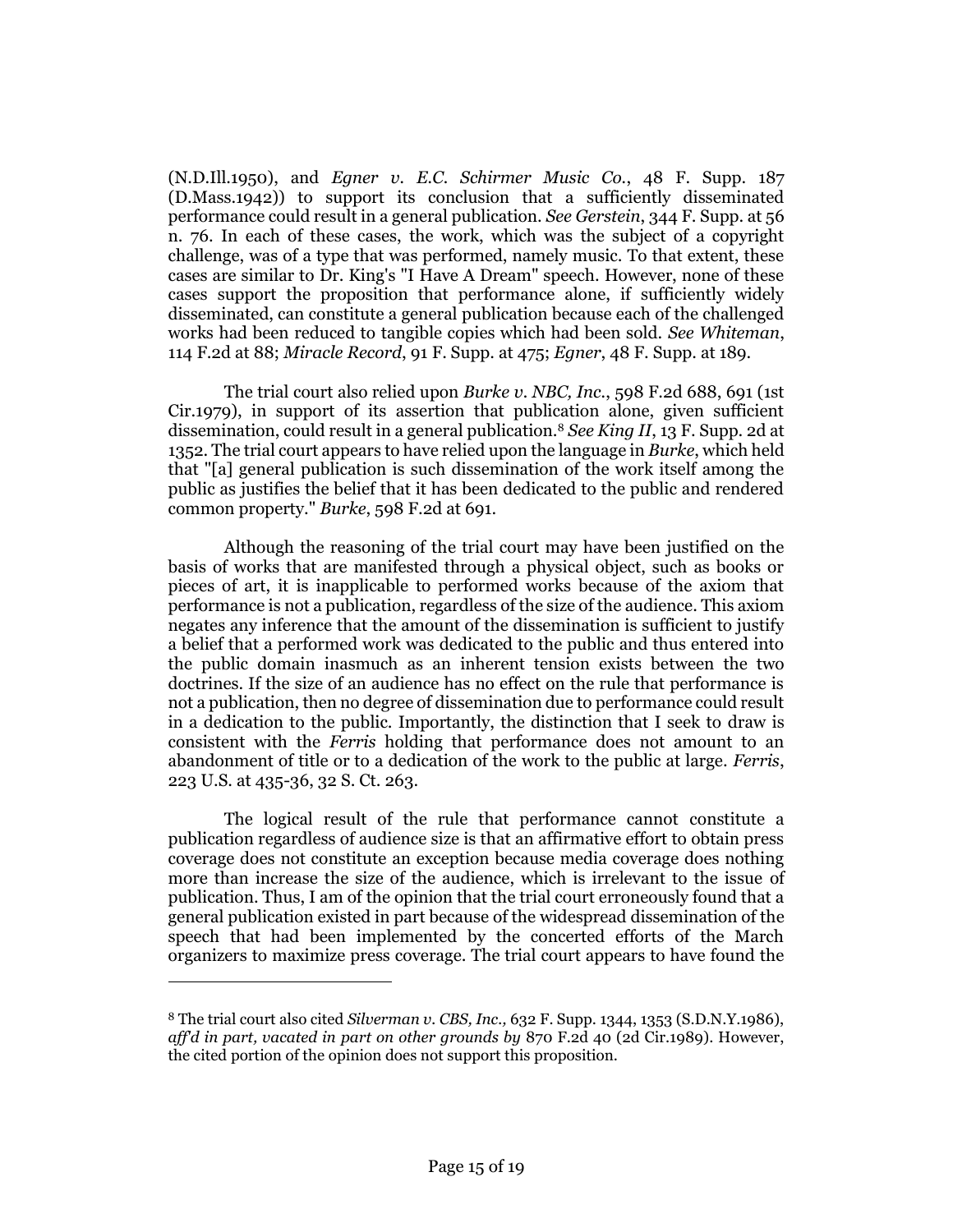(N.D.Ill.1950), and *Egner v. E.C. Schirmer Music Co.*, 48 F. Supp. 187 (D.Mass.1942)) to support its conclusion that a sufficiently disseminated performance could result in a general publication. *See Gerstein*, 344 F. Supp. at 56 n. 76. In each of these cases, the work, which was the subject of a copyright challenge, was of a type that was performed, namely music. To that extent, these cases are similar to Dr. King's "I Have A Dream" speech. However, none of these cases support the proposition that performance alone, if sufficiently widely disseminated, can constitute a general publication because each of the challenged works had been reduced to tangible copies which had been sold. *See Whiteman*, 114 F.2d at 88; *Miracle Record*, 91 F. Supp. at 475; *Egner*, 48 F. Supp. at 189.

The trial court also relied upon *Burke v. NBC, Inc.*, 598 F.2d 688, 691 (1st Cir.1979), in support of its assertion that publication alone, given sufficient dissemination, could result in a general publication.[8] *See King II*, 13 F. Supp. 2d at 1352. The trial court appears to have relied upon the language in *Burke*, which held that "[a] general publication is such dissemination of the work itself among the public as justifies the belief that it has been dedicated to the public and rendered common property." *Burke*, 598 F.2d at 691.

Although the reasoning of the trial court may have been justified on the basis of works that are manifested through a physical object, such as books or pieces of art, it is inapplicable to performed works because of the axiom that performance is not a publication, regardless of the size of the audience. This axiom negates any inference that the amount of the dissemination is sufficient to justify a belief that a performed work was dedicated to the public and thus entered into the public domain inasmuch as an inherent tension exists between the two doctrines. If the size of an audience has no effect on the rule that performance is not a publication, then no degree of dissemination due to performance could result in a dedication to the public. Importantly, the distinction that I seek to draw is consistent with the *Ferris* holding that performance does not amount to an abandonment of title or to a dedication of the work to the public at large. *Ferris*, 223 U.S. at 435-36, 32 S. Ct. 263.

The logical result of the rule that performance cannot constitute a publication regardless of audience size is that an affirmative effort to obtain press coverage does not constitute an exception because media coverage does nothing more than increase the size of the audience, which is irrelevant to the issue of publication. Thus, I am of the opinion that the trial court erroneously found that a general publication existed in part because of the widespread dissemination of the speech that had been implemented by the concerted efforts of the March organizers to maximize press coverage. The trial court appears to have found the

---

[8] The trial court also cited *Silverman v. CBS, Inc.*, 632 F. Supp. 1344, 1353 (S.D.N.Y.1986), *aff'd in part, vacated in part on other grounds by* 870 F.2d 40 (2d Cir.1989). However, the cited portion of the opinion does not support this proposition.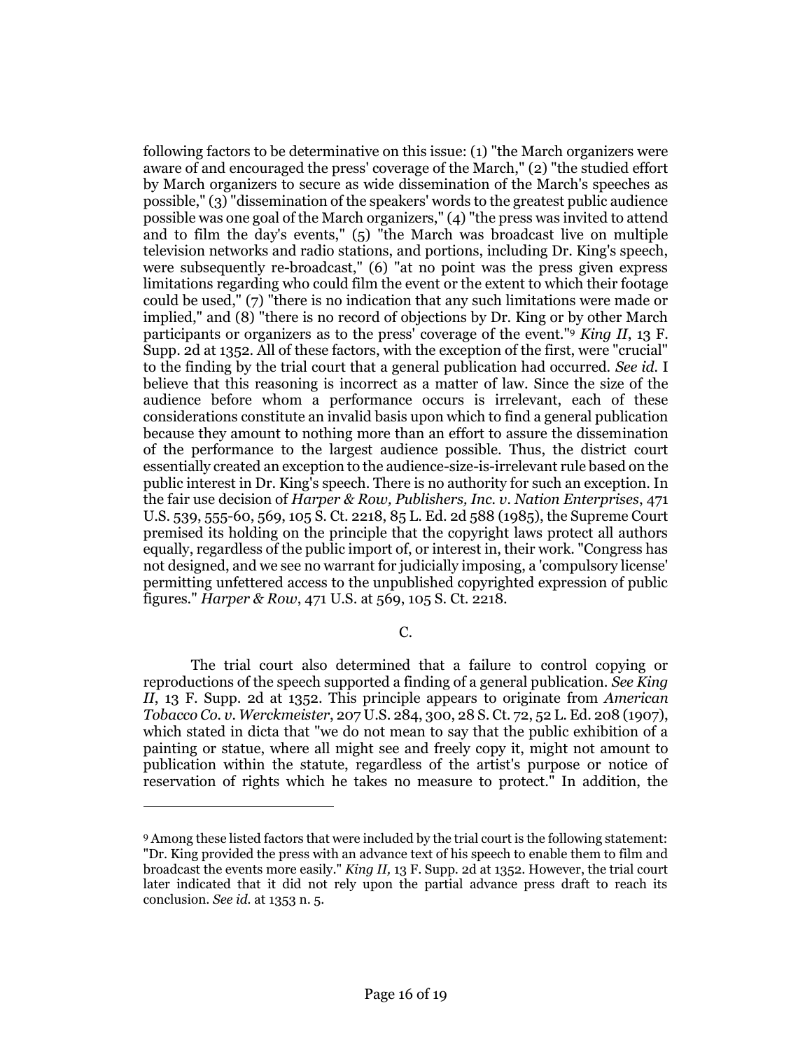following factors to be determinative on this issue: (1) "the March organizers were aware of and encouraged the press' coverage of the March," (2) "the studied effort by March organizers to secure as wide dissemination of the March's speeches as possible," (3) "dissemination of the speakers' words to the greatest public audience possible was one goal of the March organizers," (4) "the press was invited to attend and to film the day's events," (5) "the March was broadcast live on multiple television networks and radio stations, and portions, including Dr. King's speech, were subsequently re-broadcast," (6) "at no point was the press given express limitations regarding who could film the event or the extent to which their footage could be used," (7) "there is no indication that any such limitations were made or implied," and (8) "there is no record of objections by Dr. King or by other March participants or organizers as to the press' coverage of the event."[9] *King II*, 13 F. Supp. 2d at 1352. All of these factors, with the exception of the first, were "crucial" to the finding by the trial court that a general publication had occurred. *See id.* I believe that this reasoning is incorrect as a matter of law. Since the size of the audience before whom a performance occurs is irrelevant, each of these considerations constitute an invalid basis upon which to find a general publication because they amount to nothing more than an effort to assure the dissemination of the performance to the largest audience possible. Thus, the district court essentially created an exception to the audience-size-is-irrelevant rule based on the public interest in Dr. King's speech. There is no authority for such an exception. In the fair use decision of *Harper & Row, Publishers, Inc. v. Nation Enterprises*, 471 U.S. 539, 555-60, 569, 105 S. Ct. 2218, 85 L. Ed. 2d 588 (1985), the Supreme Court premised its holding on the principle that the copyright laws protect all authors equally, regardless of the public import of, or interest in, their work. "Congress has not designed, and we see no warrant for judicially imposing, a 'compulsory license' permitting unfettered access to the unpublished copyrighted expression of public figures." *Harper & Row*, 471 U.S. at 569, 105 S. Ct. 2218.

C.

The trial court also determined that a failure to control copying or reproductions of the speech supported a finding of a general publication. *See King II*, 13 F. Supp. 2d at 1352. This principle appears to originate from *American Tobacco Co. v. Werckmeister*, 207 U.S. 284, 300, 28 S. Ct. 72, 52 L. Ed. 208 (1907), which stated in dicta that "we do not mean to say that the public exhibition of a painting or statue, where all might see and freely copy it, might not amount to publication within the statute, regardless of the artist's purpose or notice of reservation of rights which he takes no measure to protect." In addition, the

---

[9] Among these listed factors that were included by the trial court is the following statement: "Dr. King provided the press with an advance text of his speech to enable them to film and broadcast the events more easily." *King II,* 13 F. Supp. 2d at 1352. However, the trial court later indicated that it did not rely upon the partial advance press draft to reach its conclusion. *See id.* at 1353 n. 5.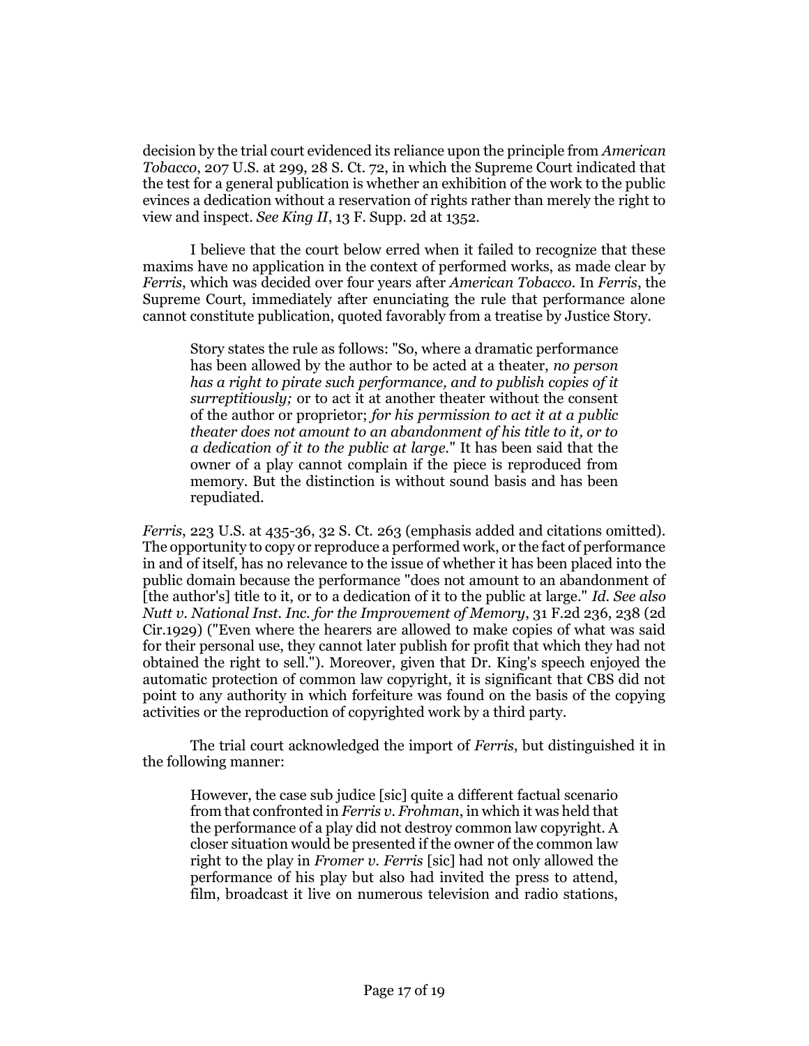decision by the trial court evidenced its reliance upon the principle from *American Tobacco*, 207 U.S. at 299, 28 S. Ct. 72, in which the Supreme Court indicated that the test for a general publication is whether an exhibition of the work to the public evinces a dedication without a reservation of rights rather than merely the right to view and inspect. *See King II*, 13 F. Supp. 2d at 1352.

I believe that the court below erred when it failed to recognize that these maxims have no application in the context of performed works, as made clear by *Ferris*, which was decided over four years after *American Tobacco*. In *Ferris*, the Supreme Court, immediately after enunciating the rule that performance alone cannot constitute publication, quoted favorably from a treatise by Justice Story.

> Story states the rule as follows: "So, where a dramatic performance has been allowed by the author to be acted at a theater, *no person has a right to pirate such performance, and to publish copies of it surreptitiously;* or to act it at another theater without the consent of the author or proprietor; *for his permission to act it at a public theater does not amount to an abandonment of his title to it, or to a dedication of it to the public at large.*" It has been said that the owner of a play cannot complain if the piece is reproduced from memory. But the distinction is without sound basis and has been repudiated.

*Ferris*, 223 U.S. at 435-36, 32 S. Ct. 263 (emphasis added and citations omitted). The opportunity to copy or reproduce a performed work, or the fact of performance in and of itself, has no relevance to the issue of whether it has been placed into the public domain because the performance "does not amount to an abandonment of [the author's] title to it, or to a dedication of it to the public at large." *Id. See also Nutt v. National Inst. Inc. for the Improvement of Memory*, 31 F.2d 236, 238 (2d Cir.1929) ("Even where the hearers are allowed to make copies of what was said for their personal use, they cannot later publish for profit that which they had not obtained the right to sell."). Moreover, given that Dr. King's speech enjoyed the automatic protection of common law copyright, it is significant that CBS did not point to any authority in which forfeiture was found on the basis of the copying activities or the reproduction of copyrighted work by a third party.

The trial court acknowledged the import of *Ferris*, but distinguished it in the following manner:

> However, the case sub judice [sic] quite a different factual scenario from that confronted in *Ferris v. Frohman*, in which it was held that the performance of a play did not destroy common law copyright. A closer situation would be presented if the owner of the common law right to the play in *Fromer v. Ferris* [sic] had not only allowed the performance of his play but also had invited the press to attend, film, broadcast it live on numerous television and radio stations,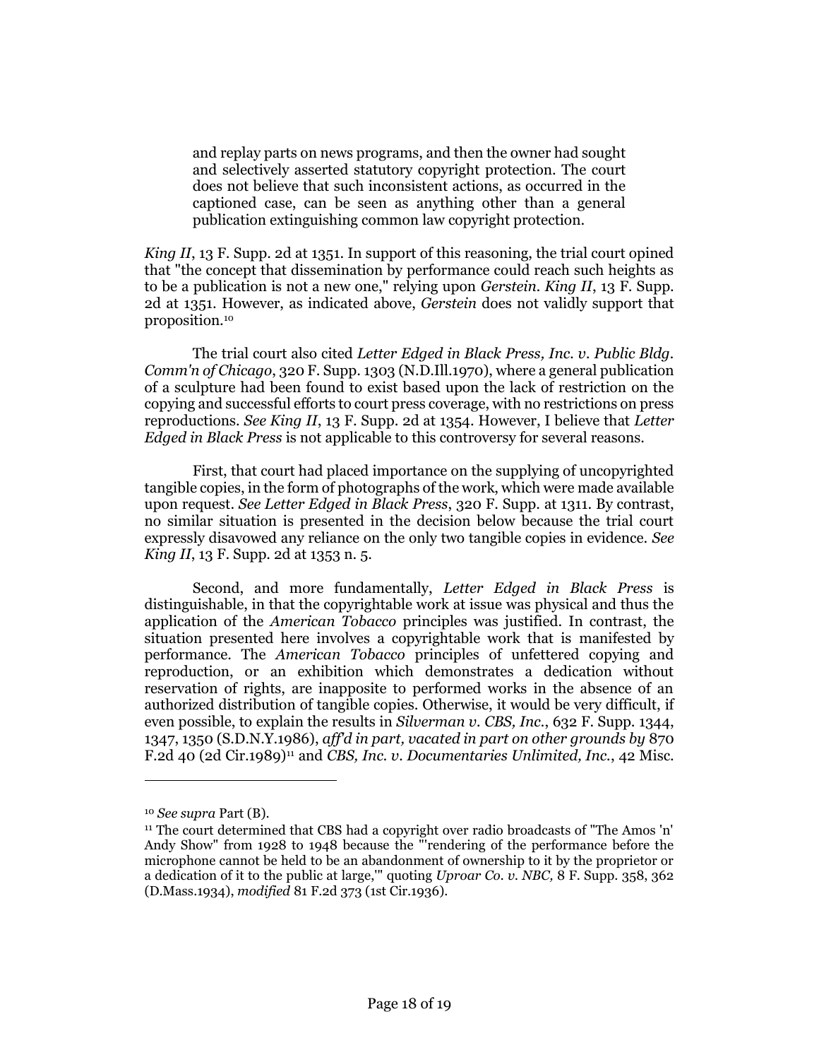> and replay parts on news programs, and then the owner had sought and selectively asserted statutory copyright protection. The court does not believe that such inconsistent actions, as occurred in the captioned case, can be seen as anything other than a general publication extinguishing common law copyright protection.

*King II*, 13 F. Supp. 2d at 1351. In support of this reasoning, the trial court opined that "the concept that dissemination by performance could reach such heights as to be a publication is not a new one," relying upon *Gerstein*. *King II*, 13 F. Supp. 2d at 1351. However, as indicated above, *Gerstein* does not validly support that proposition.[10]

The trial court also cited *Letter Edged in Black Press, Inc. v. Public Bldg. Comm'n of Chicago*, 320 F. Supp. 1303 (N.D.Ill.1970), where a general publication of a sculpture had been found to exist based upon the lack of restriction on the copying and successful efforts to court press coverage, with no restrictions on press reproductions. *See King II*, 13 F. Supp. 2d at 1354. However, I believe that *Letter Edged in Black Press* is not applicable to this controversy for several reasons.

First, that court had placed importance on the supplying of uncopyrighted tangible copies, in the form of photographs of the work, which were made available upon request. *See Letter Edged in Black Press*, 320 F. Supp. at 1311. By contrast, no similar situation is presented in the decision below because the trial court expressly disavowed any reliance on the only two tangible copies in evidence. *See King II*, 13 F. Supp. 2d at 1353 n. 5.

Second, and more fundamentally, *Letter Edged in Black Press* is distinguishable, in that the copyrightable work at issue was physical and thus the application of the *American Tobacco* principles was justified. In contrast, the situation presented here involves a copyrightable work that is manifested by performance. The *American Tobacco* principles of unfettered copying and reproduction, or an exhibition which demonstrates a dedication without reservation of rights, are inapposite to performed works in the absence of an authorized distribution of tangible copies. Otherwise, it would be very difficult, if even possible, to explain the results in *Silverman v. CBS, Inc.*, 632 F. Supp. 1344, 1347, 1350 (S.D.N.Y.1986), *aff'd in part, vacated in part on other grounds by* 870 F.2d 40 (2d Cir.1989)[11] and *CBS, Inc. v. Documentaries Unlimited, Inc.*, 42 Misc.

---

[10] *See supra* Part (B).

[11] The court determined that CBS had a copyright over radio broadcasts of "The Amos 'n' Andy Show" from 1928 to 1948 because the "'rendering of the performance before the microphone cannot be held to be an abandonment of ownership to it by the proprietor or a dedication of it to the public at large,'" quoting *Uproar Co. v. NBC*, 8 F. Supp. 358, 362 (D.Mass.1934), *modified* 81 F.2d 373 (1st Cir.1936).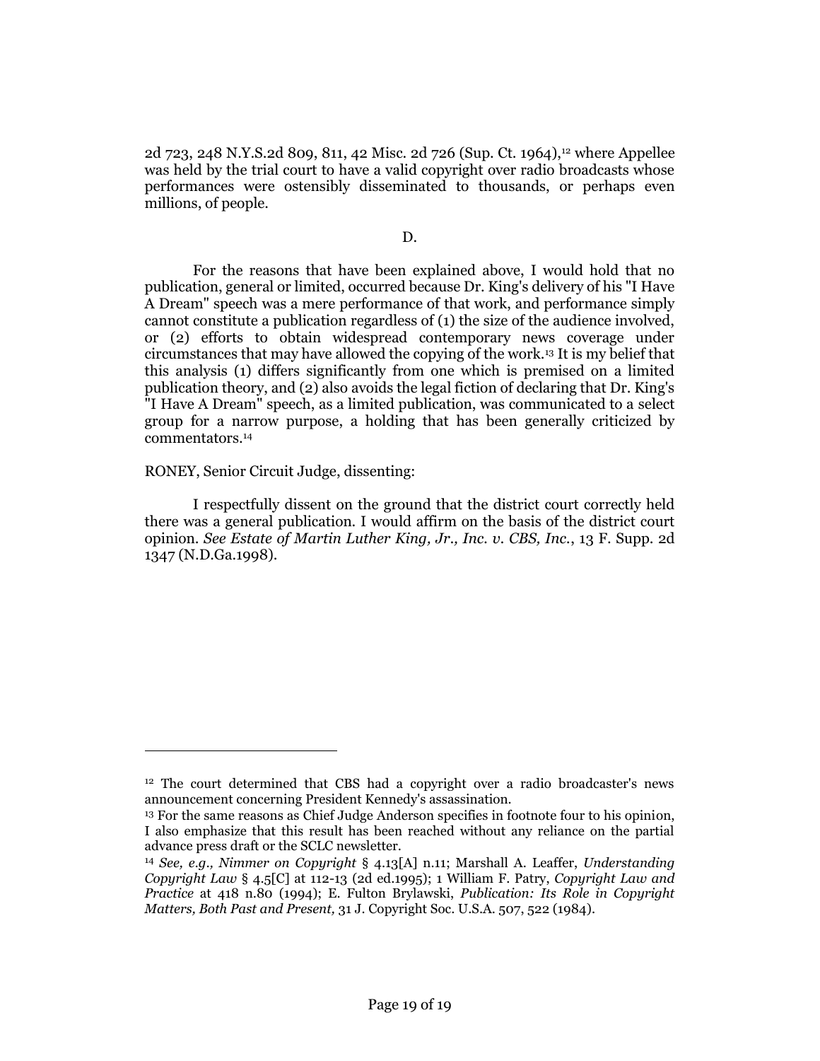2d 723, 248 N.Y.S.2d 809, 811, 42 Misc. 2d 726 (Sup. Ct. 1964),[12] where Appellee was held by the trial court to have a valid copyright over radio broadcasts whose performances were ostensibly disseminated to thousands, or perhaps even millions, of people.

D.

For the reasons that have been explained above, I would hold that no publication, general or limited, occurred because Dr. King's delivery of his "I Have A Dream" speech was a mere performance of that work, and performance simply cannot constitute a publication regardless of (1) the size of the audience involved, or (2) efforts to obtain widespread contemporary news coverage under circumstances that may have allowed the copying of the work.[13] It is my belief that this analysis (1) differs significantly from one which is premised on a limited publication theory, and (2) also avoids the legal fiction of declaring that Dr. King's "I Have A Dream" speech, as a limited publication, was communicated to a select group for a narrow purpose, a holding that has been generally criticized by commentators.[14]

RONEY, Senior Circuit Judge, dissenting:

I respectfully dissent on the ground that the district court correctly held there was a general publication. I would affirm on the basis of the district court opinion. *See Estate of Martin Luther King, Jr., Inc. v. CBS, Inc.*, 13 F. Supp. 2d 1347 (N.D.Ga.1998).

---

[12] The court determined that CBS had a copyright over a radio broadcaster's news announcement concerning President Kennedy's assassination.

[13] For the same reasons as Chief Judge Anderson specifies in footnote four to his opinion, I also emphasize that this result has been reached without any reliance on the partial advance press draft or the SCLC newsletter.

[14] *See, e.g., Nimmer on Copyright* § 4.13[A] n.11; Marshall A. Leaffer, *Understanding Copyright Law* § 4.5[C] at 112-13 (2d ed.1995); 1 William F. Patry, *Copyright Law and Practice* at 418 n.80 (1994); E. Fulton Brylawski, *Publication: Its Role in Copyright Matters, Both Past and Present,* 31 J. Copyright Soc. U.S.A. 507, 522 (1984).